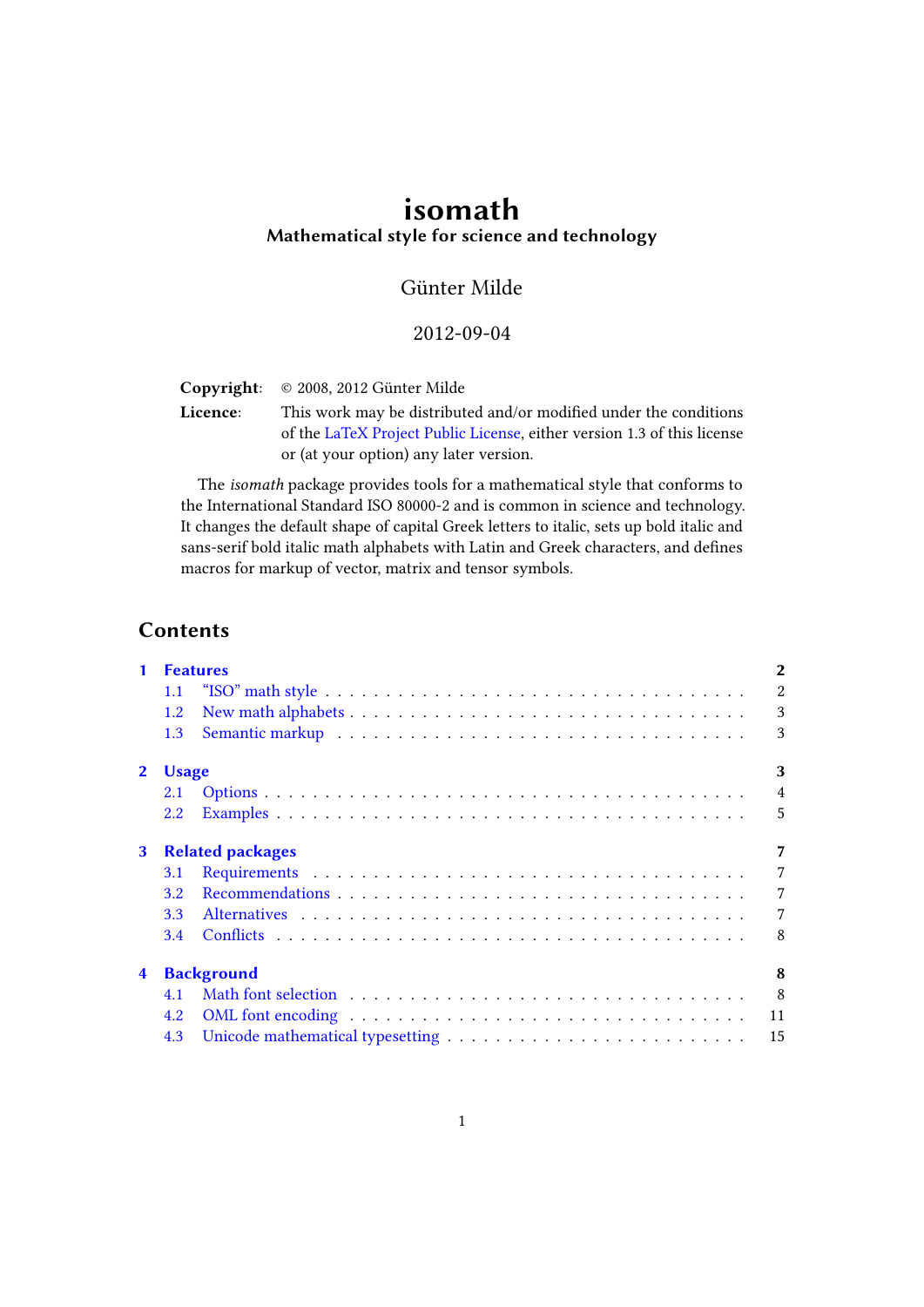# isomath

## Mathematical style for science and technology

Günter Milde

2012-09-04

**Copyright**: © 2008, 2012 Günter Milde

**Licence**: This work may be distributed and/or modified under the conditions of the LaTeX Project Public License, either version 1.3 of this license or (at your option) any later version.

The *isomath* package provides tools for a mathematical style that conforms to the International Standard ISO 80000-2 and is common in science and technology. It changes the default shape of capital Greek letters to italic, sets up bold italic and sans-serif bold italic math alphabets with Latin and Greek characters, and defines macros for markup of vector, matrix and tensor symbols.

## Contents

- **1 Features** — 2
  - 1.1 "ISO" math style — 2
  - 1.2 New math alphabets — 3
  - 1.3 Semantic markup — 3
- **2 Usage** — 3
  - 2.1 Options — 4
  - 2.2 Examples — 5
- **3 Related packages** — 7
  - 3.1 Requirements — 7
  - 3.2 Recommendations — 7
  - 3.3 Alternatives — 7
  - 3.4 Conflicts — 8
- **4 Background** — 8
  - 4.1 Math font selection — 8
  - 4.2 OML font encoding — 11
  - 4.3 Unicode mathematical typesetting — 15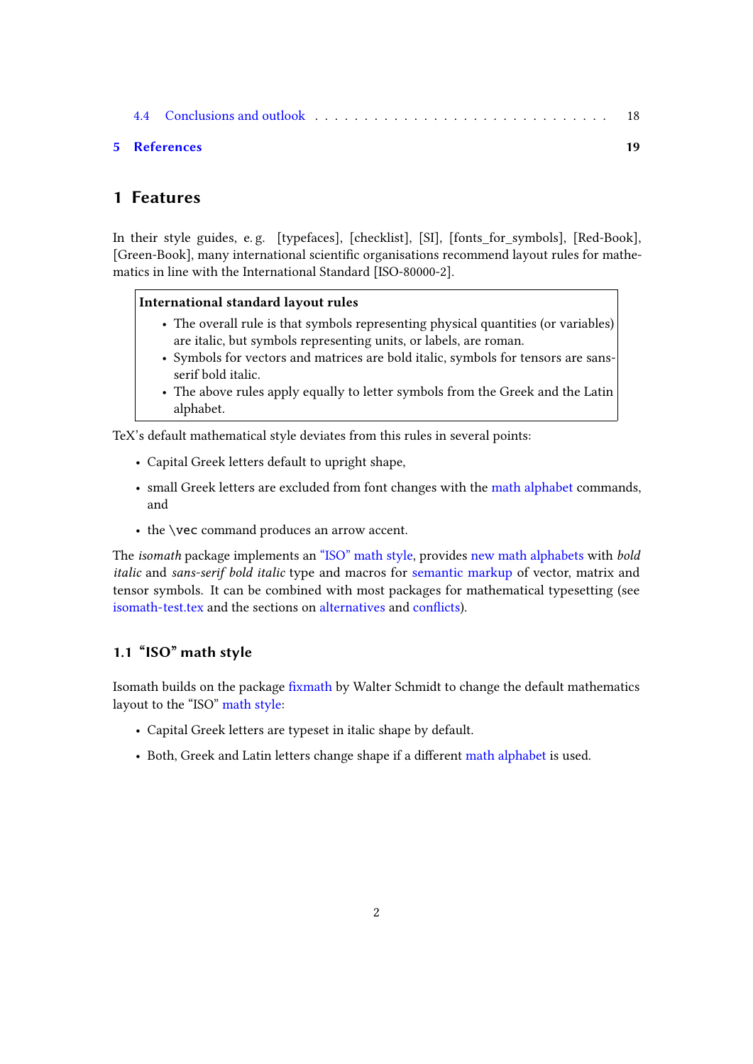4.4 Conclusions and outlook . . . . . . . . . . . . . . . . . . . . . . . . . . . . 18

**5 References** **19**

# 1 Features

In their style guides, e. g. [typefaces], [checklist], [SI], [fonts_for_symbols], [Red-Book], [Green-Book], many international scientific organisations recommend layout rules for mathematics in line with the International Standard [ISO-80000-2].

> **International standard layout rules**
>
> - The overall rule is that symbols representing physical quantities (or variables) are italic, but symbols representing units, or labels, are roman.
> - Symbols for vectors and matrices are bold italic, symbols for tensors are sans-serif bold italic.
> - The above rules apply equally to letter symbols from the Greek and the Latin alphabet.

TeX's default mathematical style deviates from this rules in several points:

- Capital Greek letters default to upright shape,
- small Greek letters are excluded from font changes with the math alphabet commands, and
- the `\vec` command produces an arrow accent.

The *isomath* package implements an "ISO" math style, provides new math alphabets with *bold italic* and *sans-serif bold italic* type and macros for semantic markup of vector, matrix and tensor symbols. It can be combined with most packages for mathematical typesetting (see isomath-test.tex and the sections on alternatives and conflicts).

## 1.1 "ISO" math style

Isomath builds on the package fixmath by Walter Schmidt to change the default mathematics layout to the "ISO" math style:

- Capital Greek letters are typeset in italic shape by default.
- Both, Greek and Latin letters change shape if a different math alphabet is used.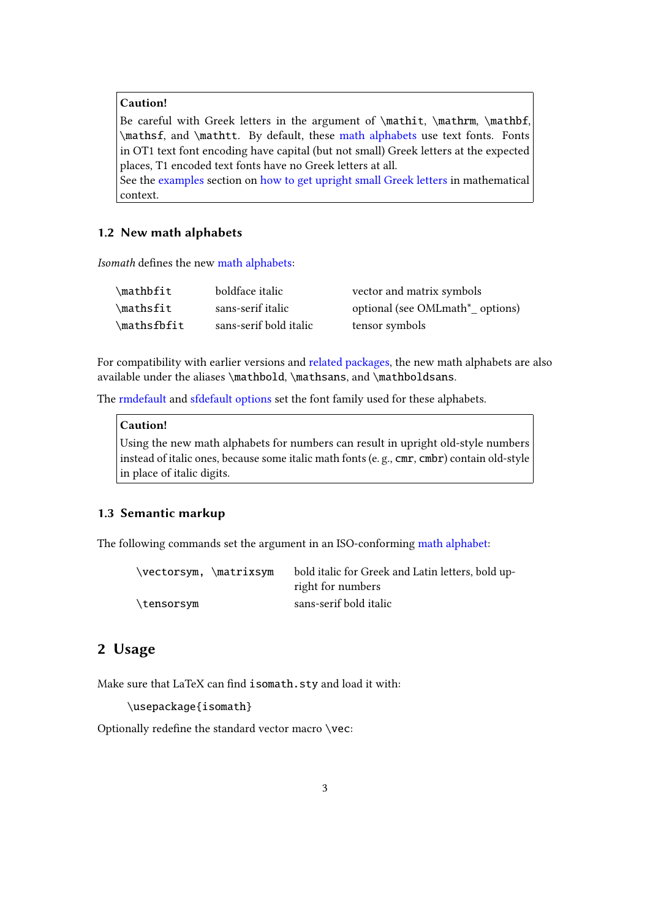> **Caution!**
>
> Be careful with Greek letters in the argument of `\mathit`, `\mathrm`, `\mathbf`, `\mathsf`, and `\mathtt`. By default, these math alphabets use text fonts. Fonts in OT1 text font encoding have capital (but not small) Greek letters at the expected places, T1 encoded text fonts have no Greek letters at all.
>
> See the examples section on how to get upright small Greek letters in mathematical context.

### 1.2 New math alphabets

*Isomath* defines the new math alphabets:

| | | |
|---|---|---|
| `\mathbfit` | boldface italic | vector and matrix symbols |
| `\mathsfit` | sans-serif italic | optional (see OMLmath*_ options) |
| `\mathsfbfit` | sans-serif bold italic | tensor symbols |

For compatibility with earlier versions and related packages, the new math alphabets are also available under the aliases `\mathbold`, `\mathsans`, and `\mathboldsans`.

The rmdefault and sfdefault options set the font family used for these alphabets.

> **Caution!**
>
> Using the new math alphabets for numbers can result in upright old-style numbers instead of italic ones, because some italic math fonts (e. g., `cmr`, `cmbr`) contain old-style in place of italic digits.

### 1.3 Semantic markup

The following commands set the argument in an ISO-conforming math alphabet:

| | |
|---|---|
| `\vectorsym`, `\matrixsym` | bold italic for Greek and Latin letters, bold upright for numbers |
| `\tensorsym` | sans-serif bold italic |

## 2 Usage

Make sure that LaTeX can find `isomath.sty` and load it with:

```
\usepackage{isomath}
```

Optionally redefine the standard vector macro `\vec`: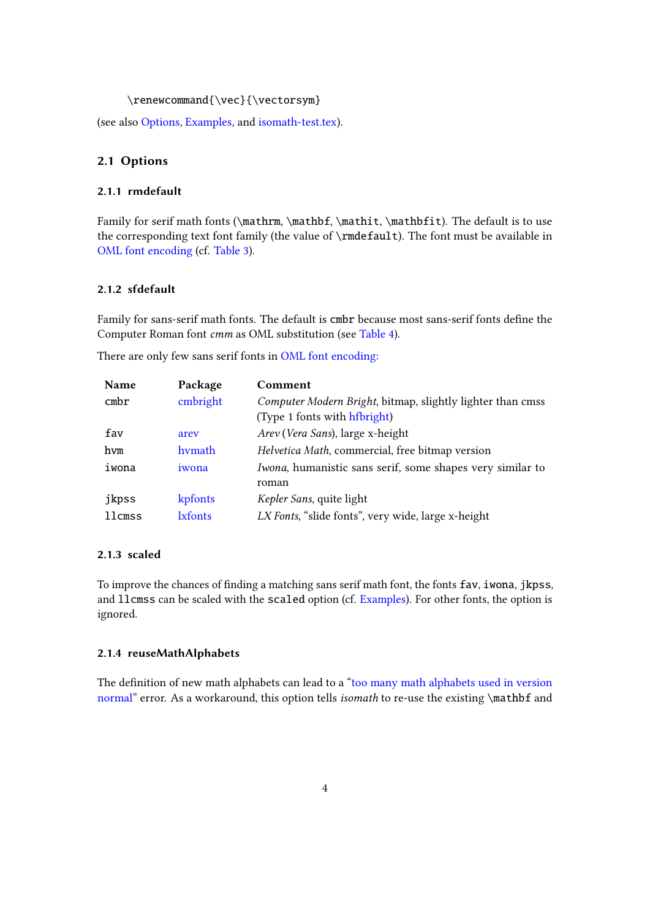```
\renewcommand{\vec}{\vectorsym}
```

(see also Options, Examples, and isomath-test.tex).

## 2.1 Options

### 2.1.1 rmdefault

Family for serif math fonts (`\mathrm`, `\mathbf`, `\mathit`, `\mathbfit`). The default is to use the corresponding text font family (the value of `\rmdefault`). The font must be available in OML font encoding (cf. Table 3).

### 2.1.2 sfdefault

Family for sans-serif math fonts. The default is `cmbr` because most sans-serif fonts define the Computer Roman font *cmm* as OML substitution (see Table 4).

There are only few sans serif fonts in OML font encoding:

| Name | Package | Comment |
|---|---|---|
| `cmbr` | cmbright | *Computer Modern Bright*, bitmap, slightly lighter than cmss (Type 1 fonts with hfbright) |
| `fav` | arev | *Arev* (*Vera Sans*), large x-height |
| `hvm` | hvmath | *Helvetica Math*, commercial, free bitmap version |
| `iwona` | iwona | *Iwona*, humanistic sans serif, some shapes very similar to roman |
| `jkpss` | kpfonts | *Kepler Sans*, quite light |
| `llcmss` | lxfonts | *LX Fonts*, “slide fonts”, very wide, large x-height |

### 2.1.3 scaled

To improve the chances of finding a matching sans serif math font, the fonts `fav`, `iwona`, `jkpss`, and `llcmss` can be scaled with the `scaled` option (cf. Examples). For other fonts, the option is ignored.

### 2.1.4 reuseMathAlphabets

The definition of new math alphabets can lead to a “too many math alphabets used in version normal” error. As a workaround, this option tells *isomath* to re-use the existing `\mathbf` and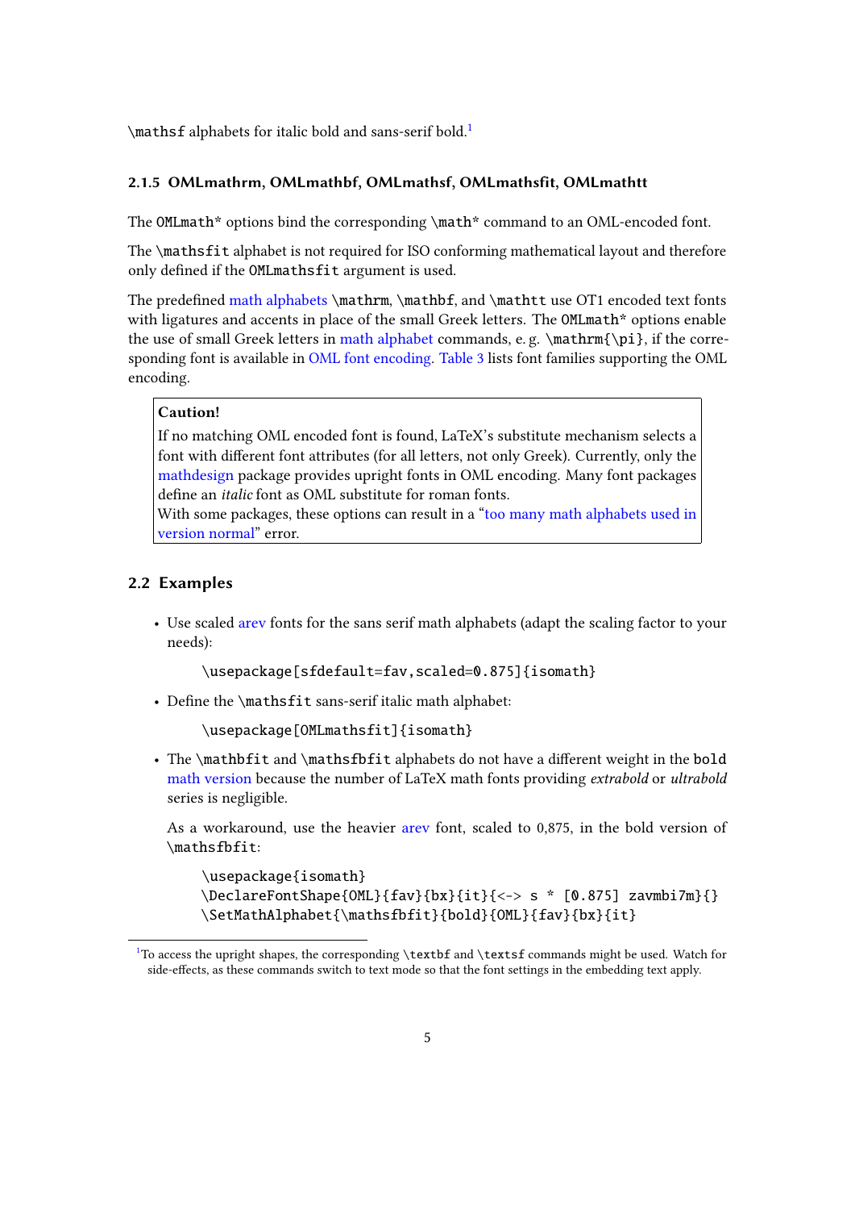`\mathsf` alphabets for italic bold and sans-serif bold.[1]

#### 2.1.5 OMLmathrm, OMLmathbf, OMLmathsf, OMLmathsfit, OMLmathtt

The `OMLmath*` options bind the corresponding `\math*` command to an OML-encoded font.

The `\mathsfit` alphabet is not required for ISO conforming mathematical layout and therefore only defined if the `OMLmathsfit` argument is used.

The predefined math alphabets `\mathrm`, `\mathbf`, and `\mathtt` use OT1 encoded text fonts with ligatures and accents in place of the small Greek letters. The `OMLmath*` options enable the use of small Greek letters in math alphabet commands, e. g. `\mathrm{\pi}`, if the corresponding font is available in OML font encoding. Table 3 lists font families supporting the OML encoding.

> **Caution!**
> If no matching OML encoded font is found, LaTeX's substitute mechanism selects a font with different font attributes (for all letters, not only Greek). Currently, only the mathdesign package provides upright fonts in OML encoding. Many font packages define an *italic* font as OML substitute for roman fonts.
> With some packages, these options can result in a "too many math alphabets used in version normal" error.

### 2.2 Examples

- Use scaled arev fonts for the sans serif math alphabets (adapt the scaling factor to your needs):

  ```
  \usepackage[sfdefault=fav,scaled=0.875]{isomath}
  ```

- Define the `\mathsfit` sans-serif italic math alphabet:

  ```
  \usepackage[OMLmathsfit]{isomath}
  ```

- The `\mathbfit` and `\mathsfbfit` alphabets do not have a different weight in the `bold` math version because the number of LaTeX math fonts providing *extrabold* or *ultrabold* series is negligible.

  As a workaround, use the heavier arev font, scaled to 0,875, in the bold version of `\mathsfbfit`:

  ```
  \usepackage{isomath}
  \DeclareFontShape{OML}{fav}{bx}{it}{<-> s * [0.875] zavmbi7m}{}
  \SetMathAlphabet{\mathsfbfit}{bold}{OML}{fav}{bx}{it}
  ```

---

[1] To access the upright shapes, the corresponding `\textbf` and `\textsf` commands might be used. Watch for side-effects, as these commands switch to text mode so that the font settings in the embedding text apply.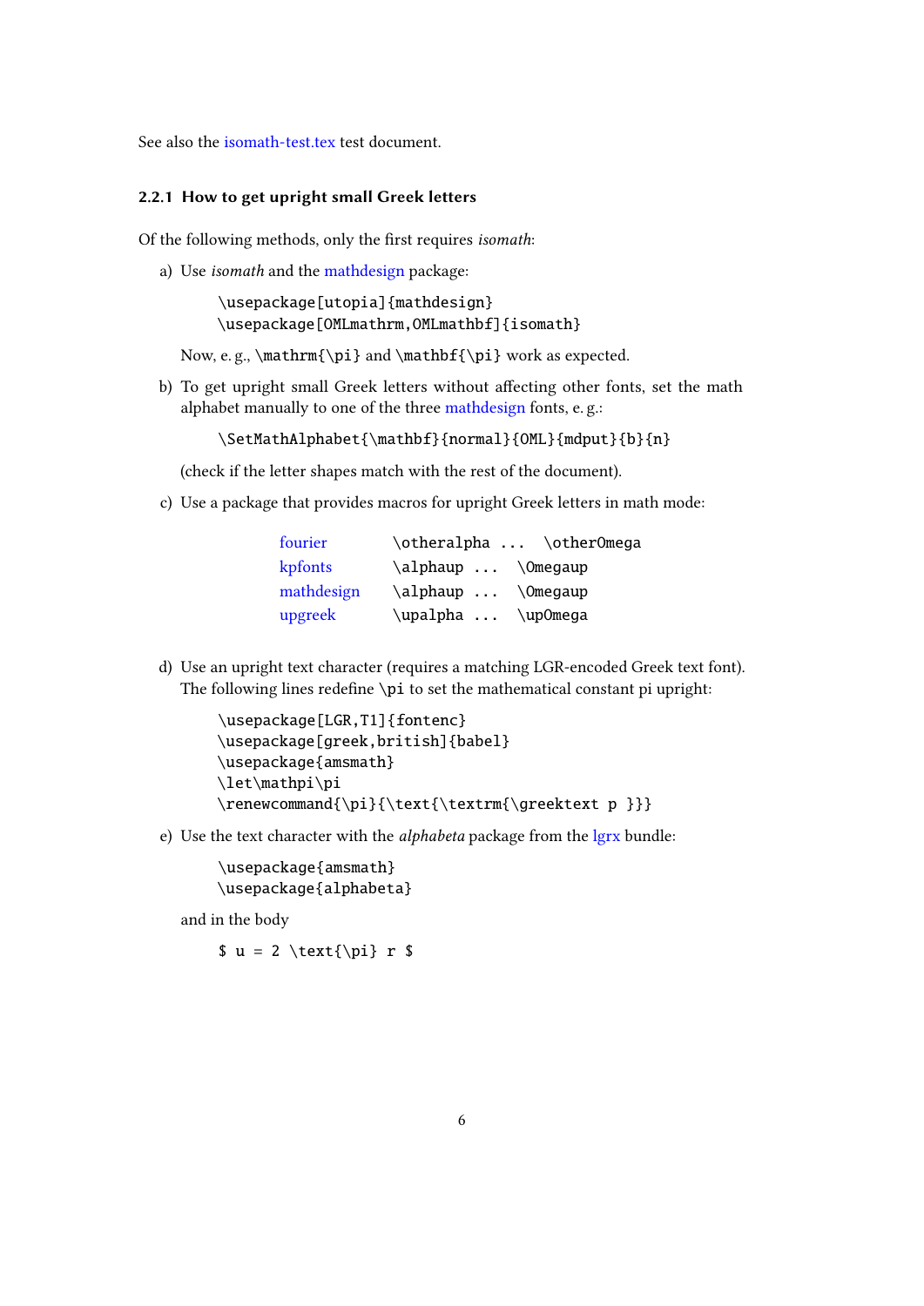See also the isomath-test.tex test document.

### 2.2.1 How to get upright small Greek letters

Of the following methods, only the first requires *isomath*:

a) Use *isomath* and the mathdesign package:

```
\usepackage[utopia]{mathdesign}
\usepackage[OMLmathrm,OMLmathbf]{isomath}
```

   Now, e. g., `\mathrm{\pi}` and `\mathbf{\pi}` work as expected.

b) To get upright small Greek letters without affecting other fonts, set the math alphabet manually to one of the three mathdesign fonts, e. g.:

```
\SetMathAlphabet{\mathbf}{normal}{OML}{mdput}{b}{n}
```

   (check if the letter shapes match with the rest of the document).

c) Use a package that provides macros for upright Greek letters in math mode:

| | |
|---|---|
| fourier | `\otheralpha ... \otherOmega` |
| kpfonts | `\alphaup ... \Omegaup` |
| mathdesign | `\alphaup ... \Omegaup` |
| upgreek | `\upalpha ... \upOmega` |

d) Use an upright text character (requires a matching LGR-encoded Greek text font). The following lines redefine `\pi` to set the mathematical constant pi upright:

```
\usepackage[LGR,T1]{fontenc}
\usepackage[greek,british]{babel}
\usepackage{amsmath}
\let\mathpi\pi
\renewcommand{\pi}{\text{\textrm{\greektext p }}}
```

e) Use the text character with the *alphabeta* package from the lgrx bundle:

```
\usepackage{amsmath}
\usepackage{alphabeta}
```

   and in the body

```
$ u = 2 \text{\pi} r $
```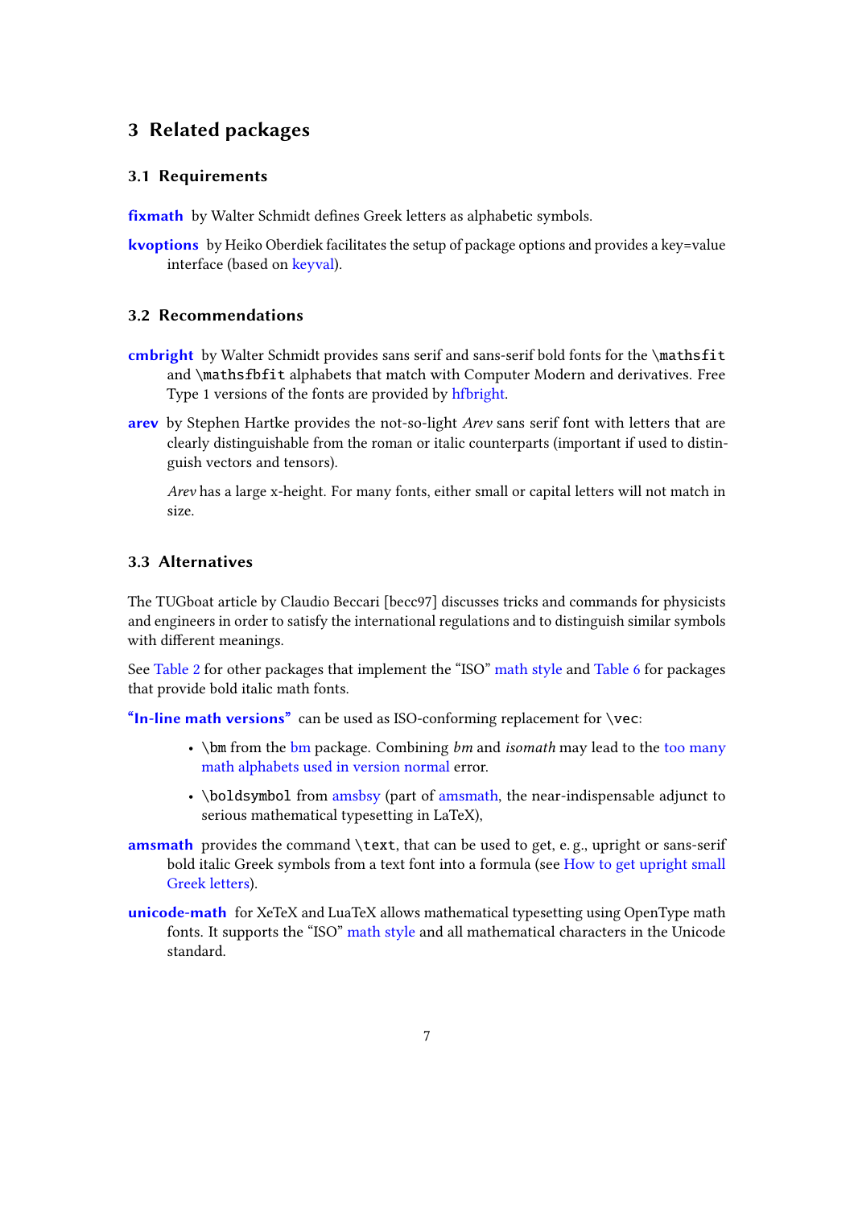## 3 Related packages

### 3.1 Requirements

**fixmath** by Walter Schmidt defines Greek letters as alphabetic symbols.

**kvoptions** by Heiko Oberdiek facilitates the setup of package options and provides a key=value interface (based on keyval).

### 3.2 Recommendations

**cmbright** by Walter Schmidt provides sans serif and sans-serif bold fonts for the `\mathsfit` and `\mathsfbfit` alphabets that match with Computer Modern and derivatives. Free Type 1 versions of the fonts are provided by hfbright.

**arev** by Stephen Hartke provides the not-so-light *Arev* sans serif font with letters that are clearly distinguishable from the roman or italic counterparts (important if used to distinguish vectors and tensors).

*Arev* has a large x-height. For many fonts, either small or capital letters will not match in size.

### 3.3 Alternatives

The TUGboat article by Claudio Beccari [becc97] discusses tricks and commands for physicists and engineers in order to satisfy the international regulations and to distinguish similar symbols with different meanings.

See Table 2 for other packages that implement the "ISO" math style and Table 6 for packages that provide bold italic math fonts.

**"In-line math versions"** can be used as ISO-conforming replacement for `\vec`:

- `\bm` from the bm package. Combining *bm* and *isomath* may lead to the too many math alphabets used in version normal error.
- `\boldsymbol` from amsbsy (part of amsmath, the near-indispensable adjunct to serious mathematical typesetting in LaTeX),

**amsmath** provides the command `\text`, that can be used to get, e. g., upright or sans-serif bold italic Greek symbols from a text font into a formula (see How to get upright small Greek letters).

**unicode-math** for XeTeX and LuaTeX allows mathematical typesetting using OpenType math fonts. It supports the "ISO" math style and all mathematical characters in the Unicode standard.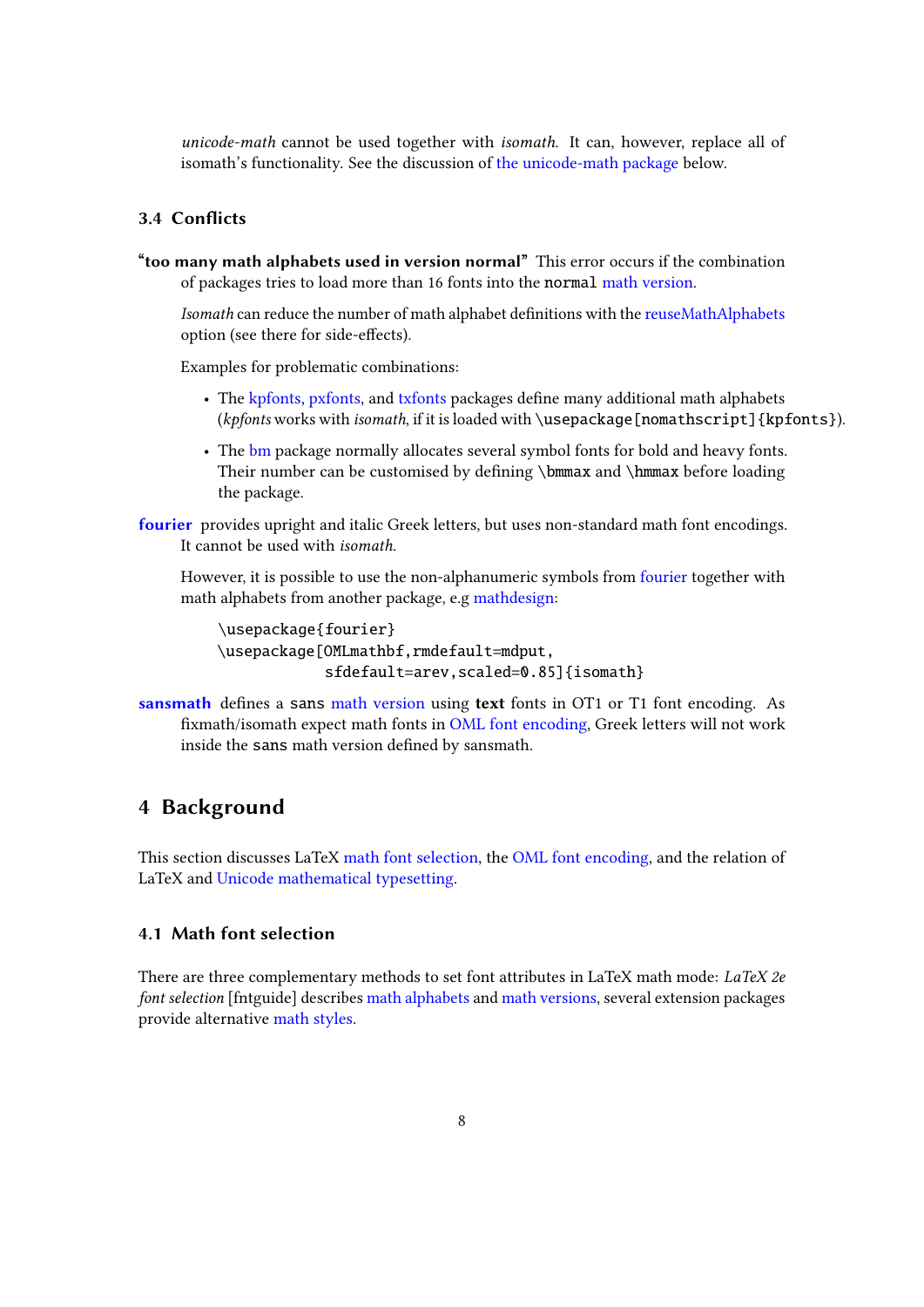*unicode-math* cannot be used together with *isomath*. It can, however, replace all of isomath's functionality. See the discussion of the unicode-math package below.

### 3.4 Conflicts

**"too many math alphabets used in version normal"** This error occurs if the combination of packages tries to load more than 16 fonts into the `normal` math version.

*Isomath* can reduce the number of math alphabet definitions with the reuseMathAlphabets option (see there for side-effects).

Examples for problematic combinations:

- The kpfonts, pxfonts, and txfonts packages define many additional math alphabets (*kpfonts* works with *isomath*, if it is loaded with `\usepackage[nomathscript]{kpfonts}`).
- The bm package normally allocates several symbol fonts for bold and heavy fonts. Their number can be customised by defining `\bmmax` and `\hmmax` before loading the package.

**fourier** provides upright and italic Greek letters, but uses non-standard math font encodings. It cannot be used with *isomath*.

However, it is possible to use the non-alphanumeric symbols from fourier together with math alphabets from another package, e.g mathdesign:

```
\usepackage{fourier}
\usepackage[OMLmathbf,rmdefault=mdput,
            sfdefault=arev,scaled=0.85]{isomath}
```

**sansmath** defines a `sans` math version using **text** fonts in OT1 or T1 font encoding. As fixmath/isomath expect math fonts in OML font encoding, Greek letters will not work inside the `sans` math version defined by sansmath.

## 4 Background

This section discusses LaTeX math font selection, the OML font encoding, and the relation of LaTeX and Unicode mathematical typesetting.

### 4.1 Math font selection

There are three complementary methods to set font attributes in LaTeX math mode: *LaTeX 2e font selection* [fntguide] describes math alphabets and math versions, several extension packages provide alternative math styles.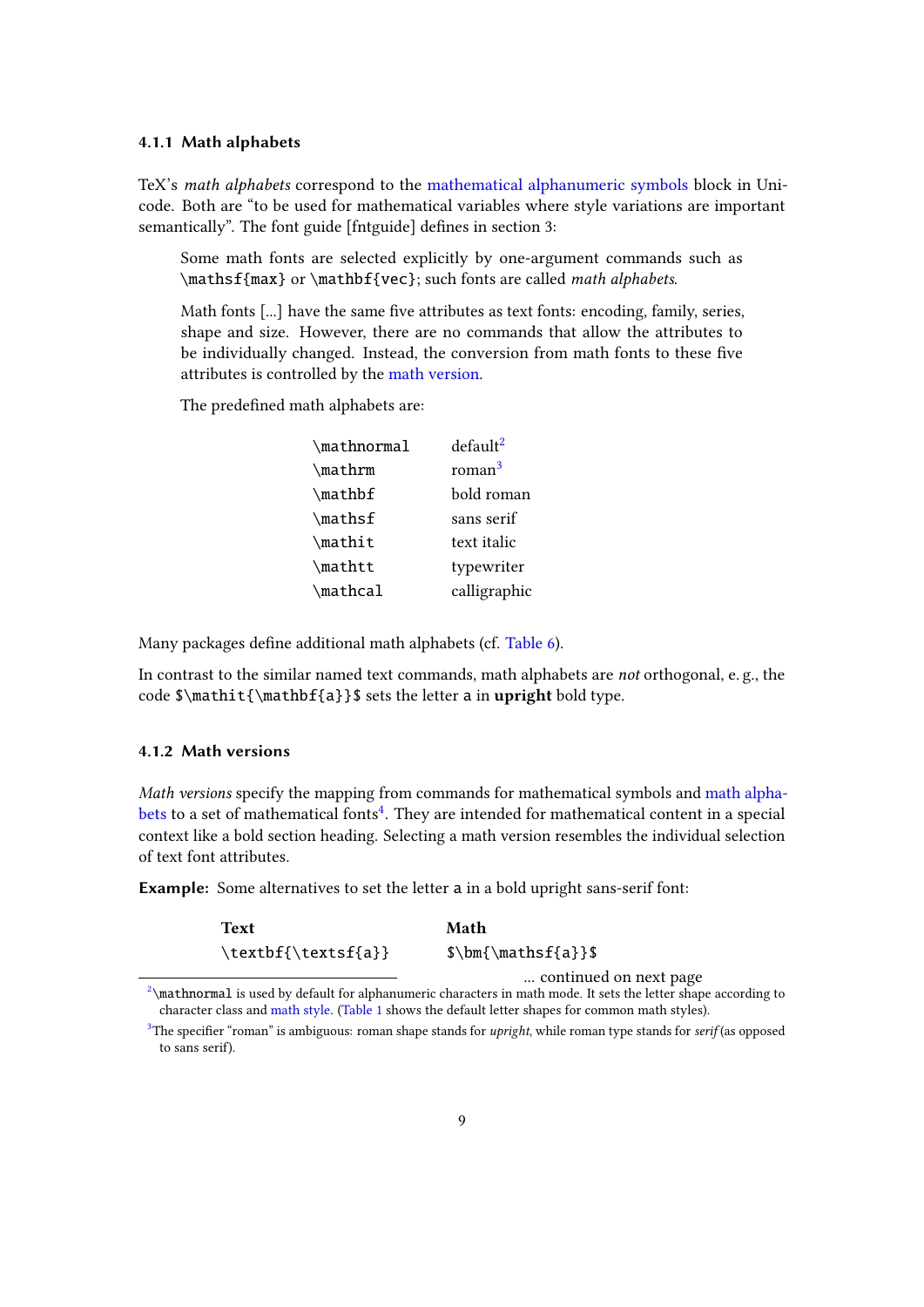### 4.1.1 Math alphabets

TeX's *math alphabets* correspond to the mathematical alphanumeric symbols block in Unicode. Both are "to be used for mathematical variables where style variations are important semantically". The font guide [fntguide] defines in section 3:

> Some math fonts are selected explicitly by one-argument commands such as `\mathsf{max}` or `\mathbf{vec}`; such fonts are called *math alphabets*.
>
> Math fonts [...] have the same five attributes as text fonts: encoding, family, series, shape and size. However, there are no commands that allow the attributes to be individually changed. Instead, the conversion from math fonts to these five attributes is controlled by the math version.
>
> The predefined math alphabets are:
>
> | | |
> |---|---|
> | `\mathnormal` | default[2] |
> | `\mathrm` | roman[3] |
> | `\mathbf` | bold roman |
> | `\mathsf` | sans serif |
> | `\mathit` | text italic |
> | `\mathtt` | typewriter |
> | `\mathcal` | calligraphic |

Many packages define additional math alphabets (cf. Table 6).

In contrast to the similar named text commands, math alphabets are *not* orthogonal, e. g., the code `$\mathit{\mathbf{a}}$` sets the letter a in **upright** bold type.

### 4.1.2 Math versions

*Math versions* specify the mapping from commands for mathematical symbols and math alphabets to a set of mathematical fonts[4]. They are intended for mathematical content in a special context like a bold section heading. Selecting a math version resembles the individual selection of text font attributes.

**Example:** Some alternatives to set the letter a in a bold upright sans-serif font:

| Text | Math |
|---|---|
| `\textbf{\textsf{a}}` | `$\bm{\mathsf{a}}$` |

... continued on next page

[2] `\mathnormal` is used by default for alphanumeric characters in math mode. It sets the letter shape according to character class and math style. (Table 1 shows the default letter shapes for common math styles).

[3] The specifier "roman" is ambiguous: roman shape stands for *upright*, while roman type stands for *serif* (as opposed to sans serif).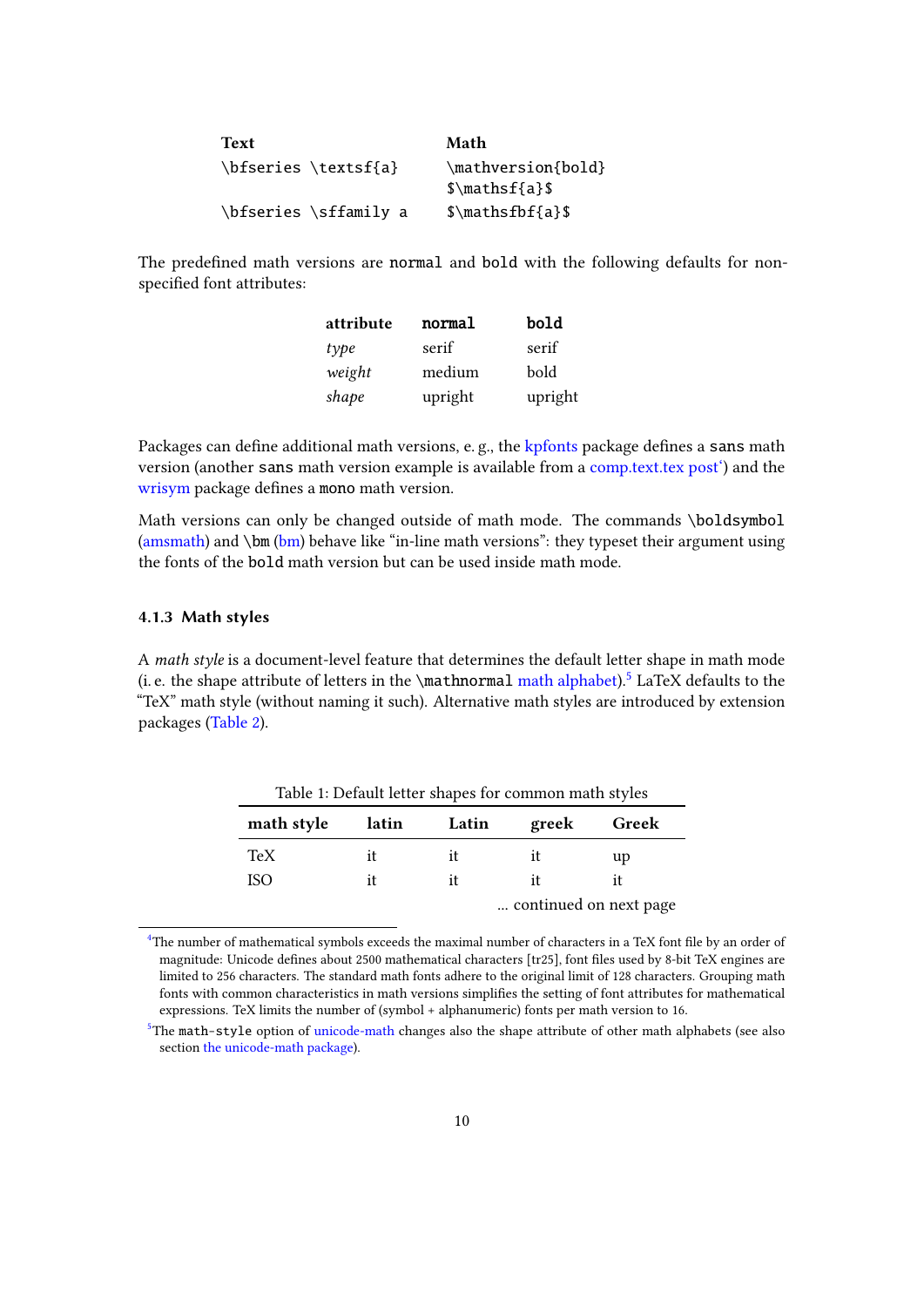| Text | Math |
|---|---|
| `\bfseries \textsf{a}` | `\mathversion{bold} $\mathsf{a}$` |
| `\bfseries \sffamily a` | `$\mathsfbf{a}$` |

The predefined math versions are `normal` and `bold` with the following defaults for non-specified font attributes:

| attribute | `normal` | `bold` |
|---|---|---|
| *type* | serif | serif |
| *weight* | medium | bold |
| *shape* | upright | upright |

Packages can define additional math versions, e. g., the kpfonts package defines a `sans` math version (another `sans` math version example is available from a comp.text.tex post‘) and the wrisym package defines a `mono` math version.

Math versions can only be changed outside of math mode. The commands `\boldsymbol` (amsmath) and `\bm` (bm) behave like “in-line math versions”: they typeset their argument using the fonts of the `bold` math version but can be used inside math mode.

### 4.1.3 Math styles

A *math style* is a document-level feature that determines the default letter shape in math mode (i. e. the shape attribute of letters in the `\mathnormal` math alphabet).[5] LaTeX defaults to the “TeX” math style (without naming it such). Alternative math styles are introduced by extension packages (Table 2).

Table 1: Default letter shapes for common math styles

| math style | latin | Latin | greek | Greek |
|---|---|---|---|---|
| TeX | it | it | it | up |
| ISO | it | it | it | it |

... continued on next page

[4]The number of mathematical symbols exceeds the maximal number of characters in a TeX font file by an order of magnitude: Unicode defines about 2500 mathematical characters [tr25], font files used by 8-bit TeX engines are limited to 256 characters. The standard math fonts adhere to the original limit of 128 characters. Grouping math fonts with common characteristics in math versions simplifies the setting of font attributes for mathematical expressions. TeX limits the number of (symbol + alphanumeric) fonts per math version to 16.

[5]The `math-style` option of unicode-math changes also the shape attribute of other math alphabets (see also section the unicode-math package).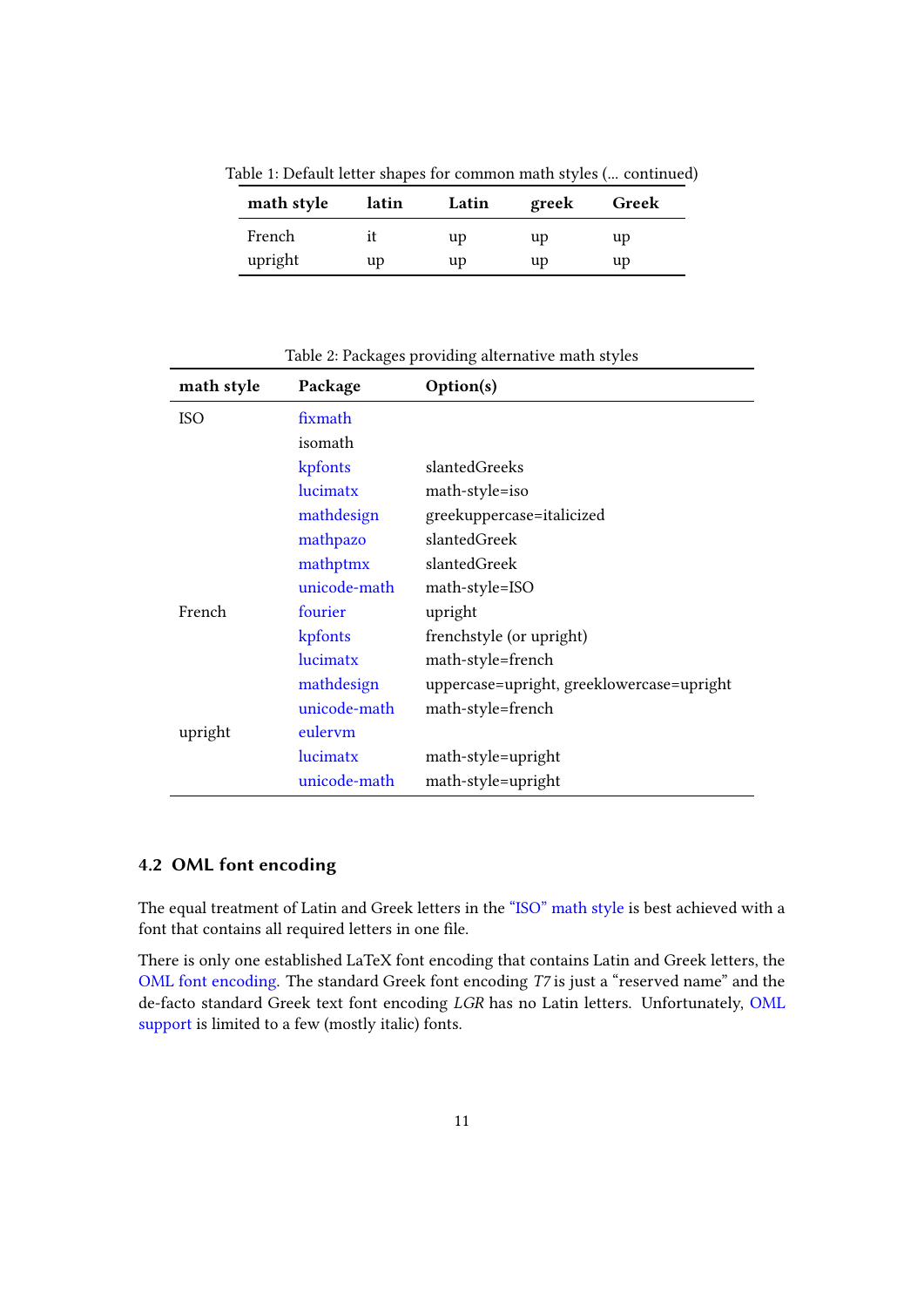Table 1: Default letter shapes for common math styles (... continued)

| math style | latin | Latin | greek | Greek |
|---|---|---|---|---|
| French | it | up | up | up |
| upright | up | up | up | up |

Table 2: Packages providing alternative math styles

| math style | Package | Option(s) |
|---|---|---|
| ISO | fixmath | |
| | isomath | |
| | kpfonts | slantedGreeks |
| | lucimatx | math-style=iso |
| | mathdesign | greekuppercase=italicized |
| | mathpazo | slantedGreek |
| | mathptmx | slantedGreek |
| | unicode-math | math-style=ISO |
| French | fourier | upright |
| | kpfonts | frenchstyle (or upright) |
| | lucimatx | math-style=french |
| | mathdesign | uppercase=upright, greeklowercase=upright |
| | unicode-math | math-style=french |
| upright | eulervm | |
| | lucimatx | math-style=upright |
| | unicode-math | math-style=upright |

### 4.2 OML font encoding

The equal treatment of Latin and Greek letters in the "ISO" math style is best achieved with a font that contains all required letters in one file.

There is only one established LaTeX font encoding that contains Latin and Greek letters, the OML font encoding. The standard Greek font encoding *T7* is just a "reserved name" and the de-facto standard Greek text font encoding *LGR* has no Latin letters. Unfortunately, OML support is limited to a few (mostly italic) fonts.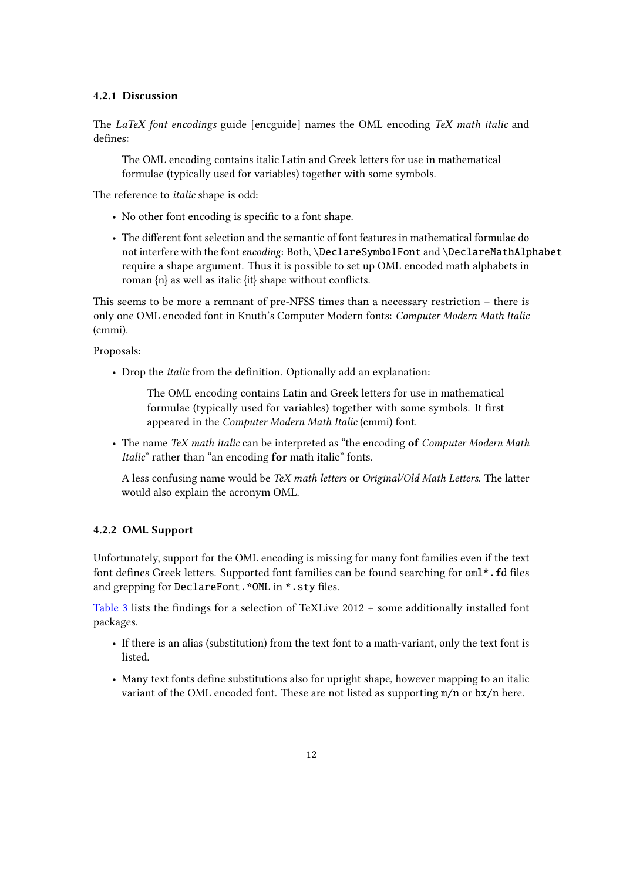### 4.2.1 Discussion

The *LaTeX font encodings* guide [encguide] names the OML encoding *TeX math italic* and defines:

> The OML encoding contains italic Latin and Greek letters for use in mathematical formulae (typically used for variables) together with some symbols.

The reference to *italic* shape is odd:

- No other font encoding is specific to a font shape.
- The different font selection and the semantic of font features in mathematical formulae do not interfere with the font *encoding*: Both, `\DeclareSymbolFont` and `\DeclareMathAlphabet` require a shape argument. Thus it is possible to set up OML encoded math alphabets in roman {n} as well as italic {it} shape without conflicts.

This seems to be more a remnant of pre-NFSS times than a necessary restriction – there is only one OML encoded font in Knuth's Computer Modern fonts: *Computer Modern Math Italic* (cmmi).

Proposals:

- Drop the *italic* from the definition. Optionally add an explanation:

  > The OML encoding contains Latin and Greek letters for use in mathematical formulae (typically used for variables) together with some symbols. It first appeared in the *Computer Modern Math Italic* (cmmi) font.

- The name *TeX math italic* can be interpreted as "the encoding **of** *Computer Modern Math Italic*" rather than "an encoding **for** math italic" fonts.

  A less confusing name would be *TeX math letters* or *Original/Old Math Letters*. The latter would also explain the acronym OML.

### 4.2.2 OML Support

Unfortunately, support for the OML encoding is missing for many font families even if the text font defines Greek letters. Supported font families can be found searching for `oml*.fd` files and grepping for `DeclareFont.*OML` in `*.sty` files.

Table 3 lists the findings for a selection of TeXLive 2012 + some additionally installed font packages.

- If there is an alias (substitution) from the text font to a math-variant, only the text font is listed.
- Many text fonts define substitutions also for upright shape, however mapping to an italic variant of the OML encoded font. These are not listed as supporting `m/n` or `bx/n` here.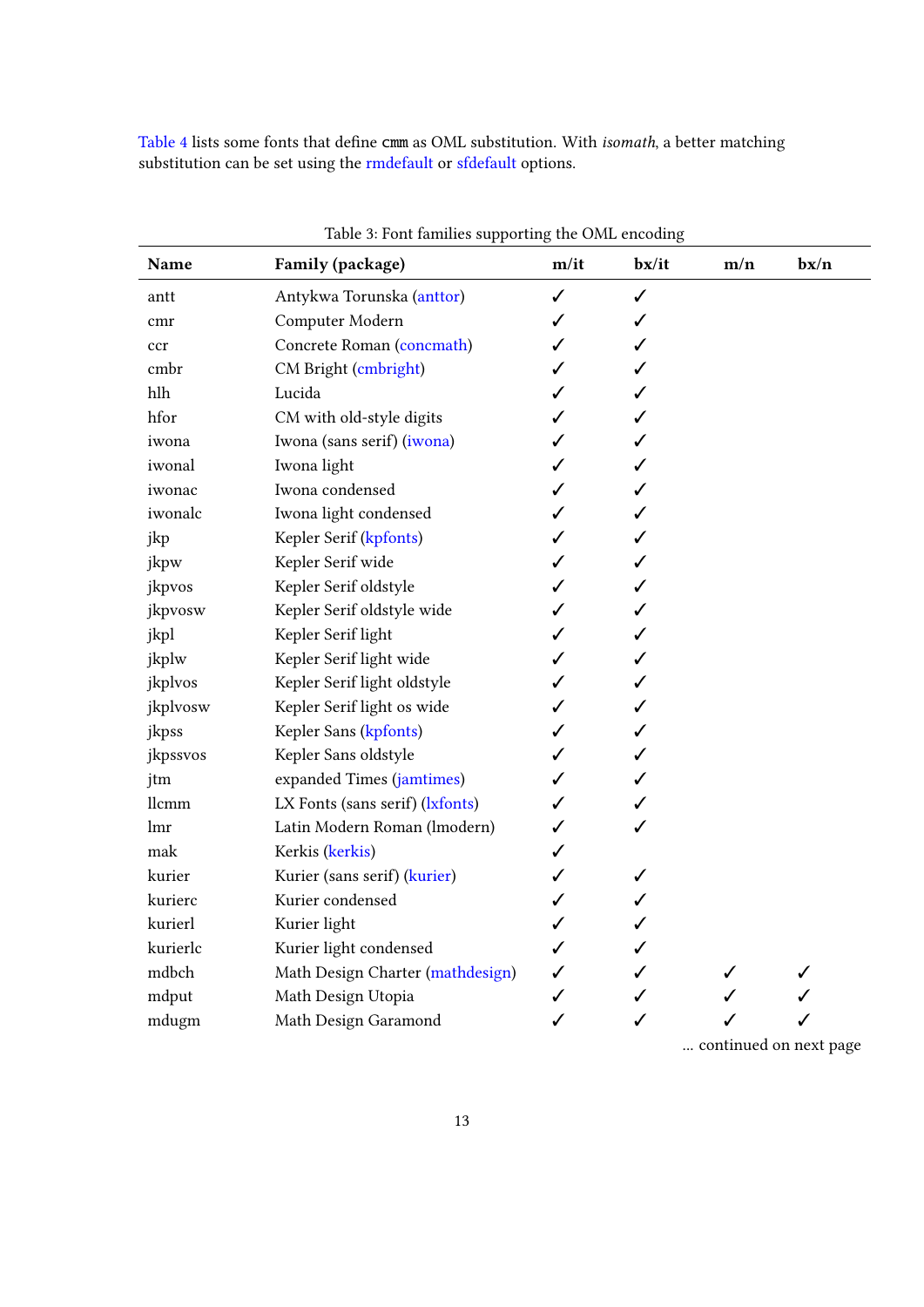Table 4 lists some fonts that define `cmm` as OML substitution. With *isomath*, a better matching substitution can be set using the rmdefault or sfdefault options.

Table 3: Font families supporting the OML encoding

| Name | Family (package) | m/it | bx/it | m/n | bx/n |
|---|---|---|---|---|---|
| antt | Antykwa Torunska (anttor) | ✓ | ✓ | | |
| cmr | Computer Modern | ✓ | ✓ | | |
| ccr | Concrete Roman (concmath) | ✓ | ✓ | | |
| cmbr | CM Bright (cmbright) | ✓ | ✓ | | |
| hlh | Lucida | ✓ | ✓ | | |
| hfor | CM with old-style digits | ✓ | ✓ | | |
| iwona | Iwona (sans serif) (iwona) | ✓ | ✓ | | |
| iwonal | Iwona light | ✓ | ✓ | | |
| iwonac | Iwona condensed | ✓ | ✓ | | |
| iwonalc | Iwona light condensed | ✓ | ✓ | | |
| jkp | Kepler Serif (kpfonts) | ✓ | ✓ | | |
| jkpw | Kepler Serif wide | ✓ | ✓ | | |
| jkpvos | Kepler Serif oldstyle | ✓ | ✓ | | |
| jkpvosw | Kepler Serif oldstyle wide | ✓ | ✓ | | |
| jkpl | Kepler Serif light | ✓ | ✓ | | |
| jkplw | Kepler Serif light wide | ✓ | ✓ | | |
| jkplvos | Kepler Serif light oldstyle | ✓ | ✓ | | |
| jkplvosw | Kepler Serif light os wide | ✓ | ✓ | | |
| jkpss | Kepler Sans (kpfonts) | ✓ | ✓ | | |
| jkpssvos | Kepler Sans oldstyle | ✓ | ✓ | | |
| jtm | expanded Times (jamtimes) | ✓ | ✓ | | |
| llcmm | LX Fonts (sans serif) (lxfonts) | ✓ | ✓ | | |
| lmr | Latin Modern Roman (lmodern) | ✓ | ✓ | | |
| mak | Kerkis (kerkis) | ✓ | | | |
| kurier | Kurier (sans serif) (kurier) | ✓ | ✓ | | |
| kurierc | Kurier condensed | ✓ | ✓ | | |
| kurierl | Kurier light | ✓ | ✓ | | |
| kurierlc | Kurier light condensed | ✓ | ✓ | | |
| mdbch | Math Design Charter (mathdesign) | ✓ | ✓ | ✓ | ✓ |
| mdput | Math Design Utopia | ✓ | ✓ | ✓ | ✓ |
| mdugm | Math Design Garamond | ✓ | ✓ | ✓ | ✓ |

... continued on next page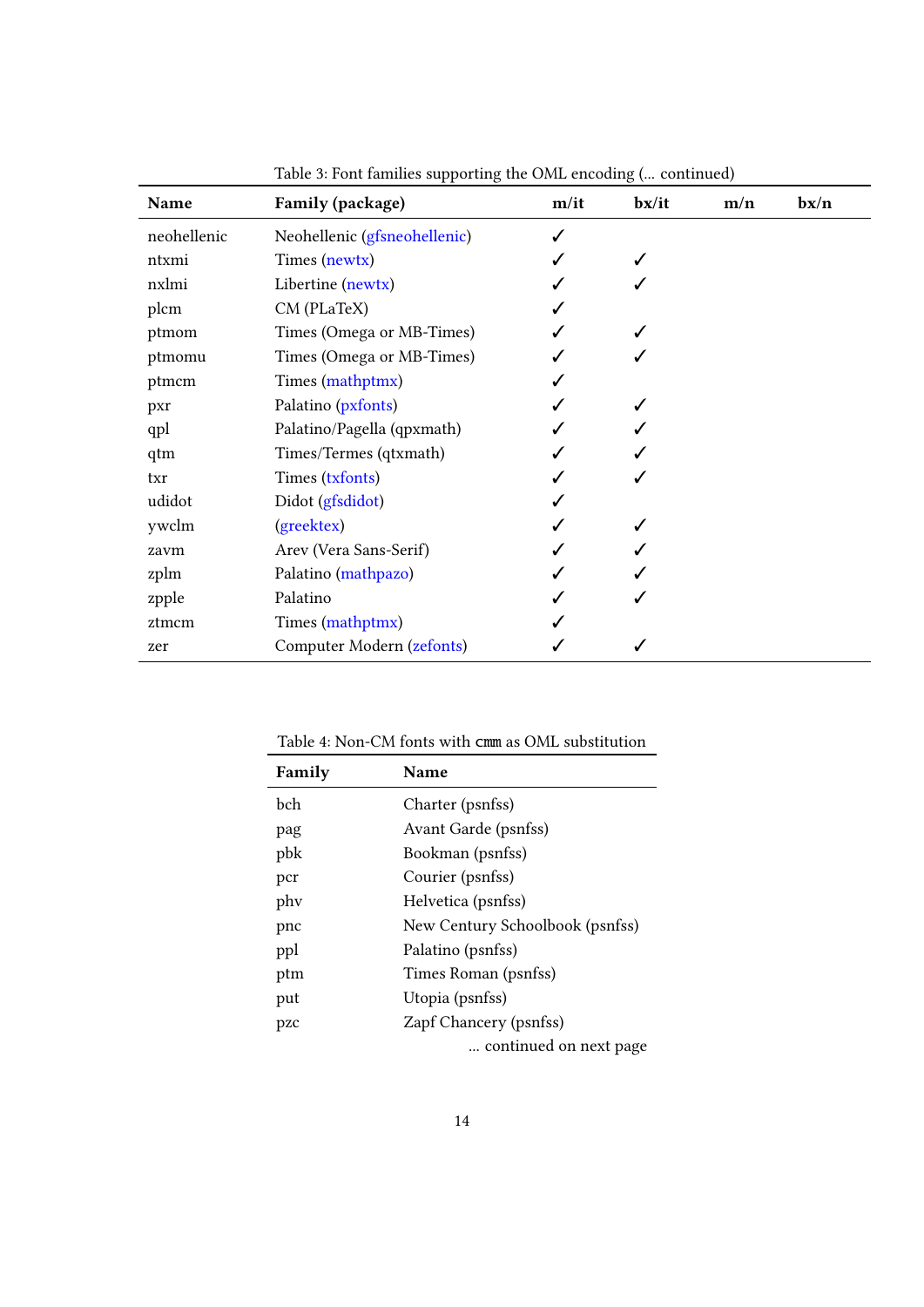Table 3: Font families supporting the OML encoding (... continued)

| Name | Family (package) | m/it | bx/it | m/n | bx/n |
|---|---|---|---|---|---|
| neohellenic | Neohellenic (gfsneohellenic) | ✓ | | | |
| ntxmi | Times (newtx) | ✓ | ✓ | | |
| nxlmi | Libertine (newtx) | ✓ | ✓ | | |
| plcm | CM (PLaTeX) | ✓ | | | |
| ptmom | Times (Omega or MB-Times) | ✓ | ✓ | | |
| ptmomu | Times (Omega or MB-Times) | ✓ | ✓ | | |
| ptmcm | Times (mathptmx) | ✓ | | | |
| pxr | Palatino (pxfonts) | ✓ | ✓ | | |
| qpl | Palatino/Pagella (qpxmath) | ✓ | ✓ | | |
| qtm | Times/Termes (qtxmath) | ✓ | ✓ | | |
| txr | Times (txfonts) | ✓ | ✓ | | |
| udidot | Didot (gfsdidot) | ✓ | | | |
| ywclm | (greektex) | ✓ | ✓ | | |
| zavm | Arev (Vera Sans-Serif) | ✓ | ✓ | | |
| zplm | Palatino (mathpazo) | ✓ | ✓ | | |
| zpple | Palatino | ✓ | ✓ | | |
| ztmcm | Times (mathptmx) | ✓ | | | |
| zer | Computer Modern (zefonts) | ✓ | ✓ | | |

Table 4: Non-CM fonts with `cmm` as OML substitution

| Family | Name |
|---|---|
| bch | Charter (psnfss) |
| pag | Avant Garde (psnfss) |
| pbk | Bookman (psnfss) |
| pcr | Courier (psnfss) |
| phv | Helvetica (psnfss) |
| pnc | New Century Schoolbook (psnfss) |
| ppl | Palatino (psnfss) |
| ptm | Times Roman (psnfss) |
| put | Utopia (psnfss) |
| pzc | Zapf Chancery (psnfss) |

... continued on next page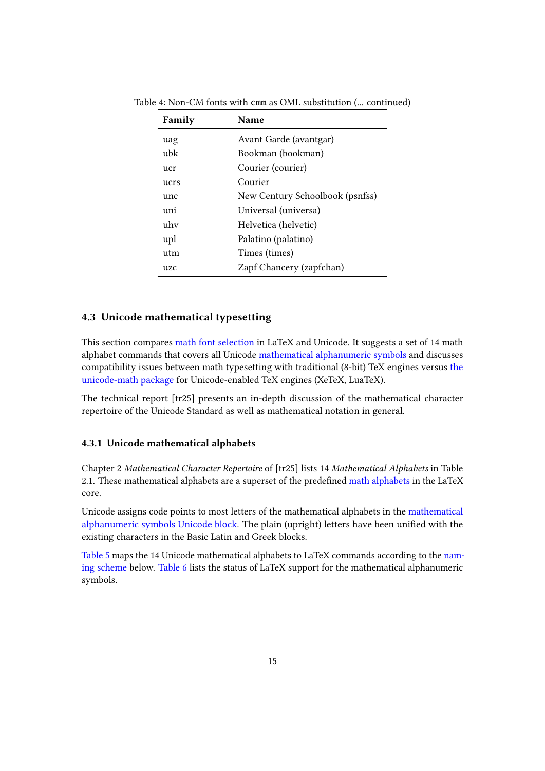Table 4: Non-CM fonts with `cmm` as OML substitution (… continued)

| Family | Name |
|---|---|
| uag | Avant Garde (avantgar) |
| ubk | Bookman (bookman) |
| ucr | Courier (courier) |
| ucrs | Courier |
| unc | New Century Schoolbook (psnfss) |
| uni | Universal (universa) |
| uhv | Helvetica (helvetic) |
| upl | Palatino (palatino) |
| utm | Times (times) |
| uzc | Zapf Chancery (zapfchan) |

## 4.3 Unicode mathematical typesetting

This section compares math font selection in LaTeX and Unicode. It suggests a set of 14 math alphabet commands that covers all Unicode mathematical alphanumeric symbols and discusses compatibility issues between math typesetting with traditional (8-bit) TeX engines versus the unicode-math package for Unicode-enabled TeX engines (XeTeX, LuaTeX).

The technical report [tr25] presents an in-depth discussion of the mathematical character repertoire of the Unicode Standard as well as mathematical notation in general.

### 4.3.1 Unicode mathematical alphabets

Chapter 2 *Mathematical Character Repertoire* of [tr25] lists 14 *Mathematical Alphabets* in Table 2.1. These mathematical alphabets are a superset of the predefined math alphabets in the LaTeX core.

Unicode assigns code points to most letters of the mathematical alphabets in the mathematical alphanumeric symbols Unicode block. The plain (upright) letters have been unified with the existing characters in the Basic Latin and Greek blocks.

Table 5 maps the 14 Unicode mathematical alphabets to LaTeX commands according to the naming scheme below. Table 6 lists the status of LaTeX support for the mathematical alphanumeric symbols.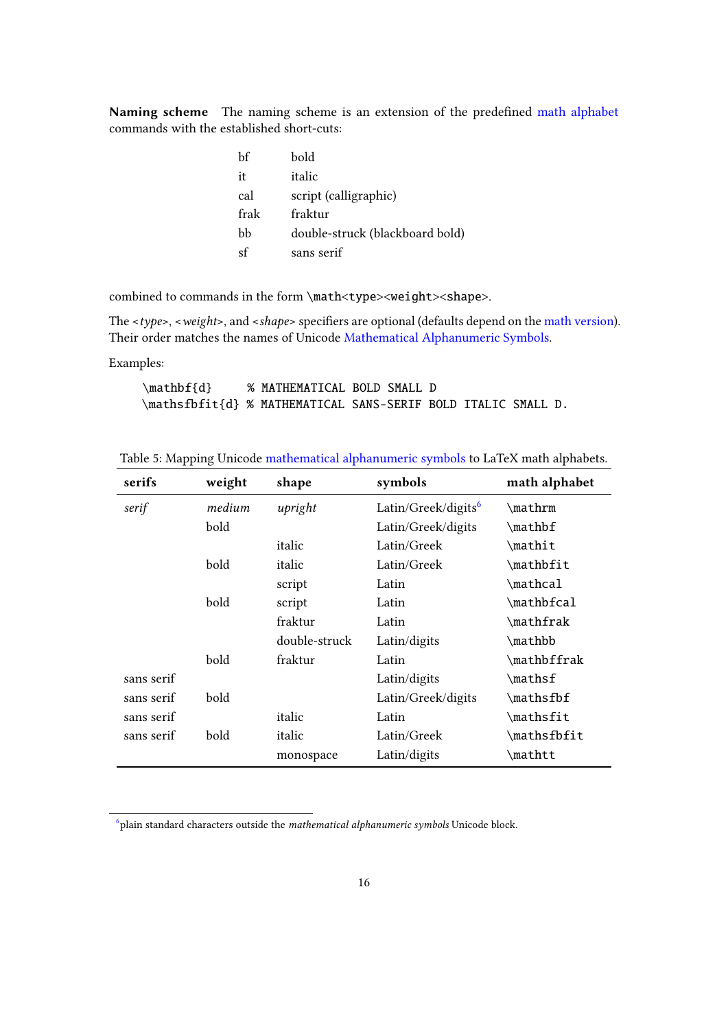**Naming scheme** The naming scheme is an extension of the predefined math alphabet commands with the established short-cuts:

| | |
|---|---|
| bf | bold |
| it | italic |
| cal | script (calligraphic) |
| frak | fraktur |
| bb | double-struck (blackboard bold) |
| sf | sans serif |

combined to commands in the form `\math<type><weight><shape>`.

The <*type*>, <*weight*>, and <*shape*> specifiers are optional (defaults depend on the math version). Their order matches the names of Unicode Mathematical Alphanumeric Symbols.

Examples:

```
\mathbf{d}     % MATHEMATICAL BOLD SMALL D
\mathsfbfit{d} % MATHEMATICAL SANS-SERIF BOLD ITALIC SMALL D.
```

Table 5: Mapping Unicode mathematical alphanumeric symbols to LaTeX math alphabets.

| serifs | weight | shape | symbols | math alphabet |
|---|---|---|---|---|
| *serif* | *medium* | *upright* | Latin/Greek/digits[6] | `\mathrm` |
| | bold | | Latin/Greek/digits | `\mathbf` |
| | | italic | Latin/Greek | `\mathit` |
| | bold | italic | Latin/Greek | `\mathbfit` |
| | | script | Latin | `\mathcal` |
| | bold | script | Latin | `\mathbfcal` |
| | | fraktur | Latin | `\mathfrak` |
| | | double-struck | Latin/digits | `\mathbb` |
| | bold | fraktur | Latin | `\mathbffrak` |
| sans serif | | | Latin/digits | `\mathsf` |
| sans serif | bold | | Latin/Greek/digits | `\mathsfbf` |
| sans serif | | italic | Latin | `\mathsfit` |
| sans serif | bold | italic | Latin/Greek | `\mathsfbfit` |
| | | monospace | Latin/digits | `\mathtt` |

[6]plain standard characters outside the *mathematical alphanumeric symbols* Unicode block.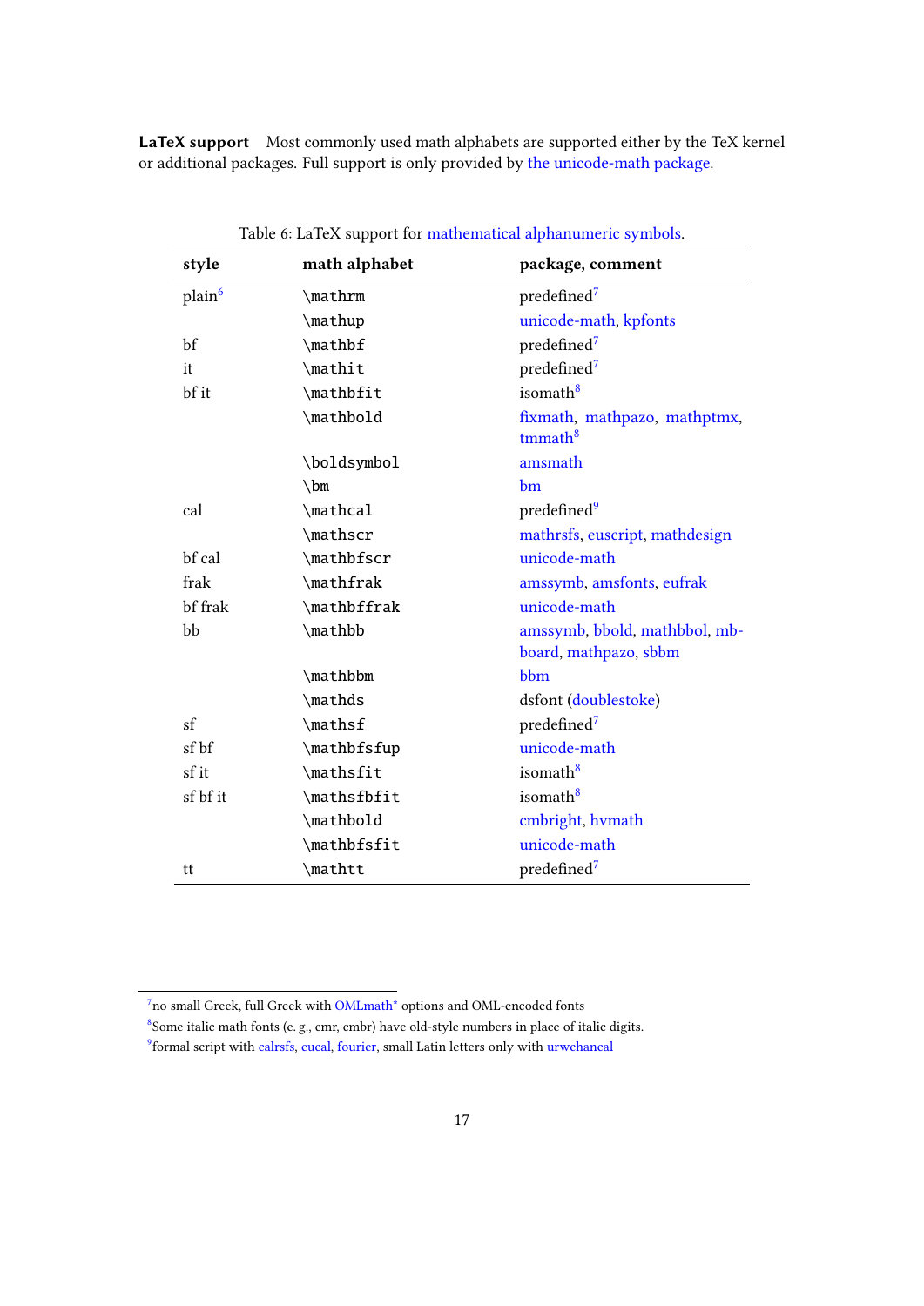**LaTeX support** Most commonly used math alphabets are supported either by the TeX kernel or additional packages. Full support is only provided by the unicode-math package.

Table 6: LaTeX support for mathematical alphanumeric symbols.

| style | math alphabet | package, comment |
|---|---|---|
| plain[6] | `\mathrm` | predefined[7] |
| | `\mathup` | unicode-math, kpfonts |
| bf | `\mathbf` | predefined[7] |
| it | `\mathit` | predefined[7] |
| bf it | `\mathbfit` | isomath[8] |
| | `\mathbold` | fixmath, mathpazo, mathptmx, tmmath[8] |
| | `\boldsymbol` | amsmath |
| | `\bm` | bm |
| cal | `\mathcal` | predefined[9] |
| | `\mathscr` | mathrsfs, euscript, mathdesign |
| bf cal | `\mathbfscr` | unicode-math |
| frak | `\mathfrak` | amssymb, amsfonts, eufrak |
| bf frak | `\mathbffrak` | unicode-math |
| bb | `\mathbb` | amssymb, bbold, mathbbol, mb-board, mathpazo, sbbm |
| | `\mathbbm` | bbm |
| | `\mathds` | dsfont (doublestoke) |
| sf | `\mathsf` | predefined[7] |
| sf bf | `\mathbfsfup` | unicode-math |
| sf it | `\mathsfit` | isomath[8] |
| sf bf it | `\mathsfbfit` | isomath[8] |
| | `\mathbold` | cmbright, hvmath |
| | `\mathbfsfit` | unicode-math |
| tt | `\mathtt` | predefined[7] |

[7] no small Greek, full Greek with OMLmath* options and OML-encoded fonts

[8] Some italic math fonts (e. g., cmr, cmbr) have old-style numbers in place of italic digits.

[9] formal script with calrsfs, eucal, fourier, small Latin letters only with urwchancal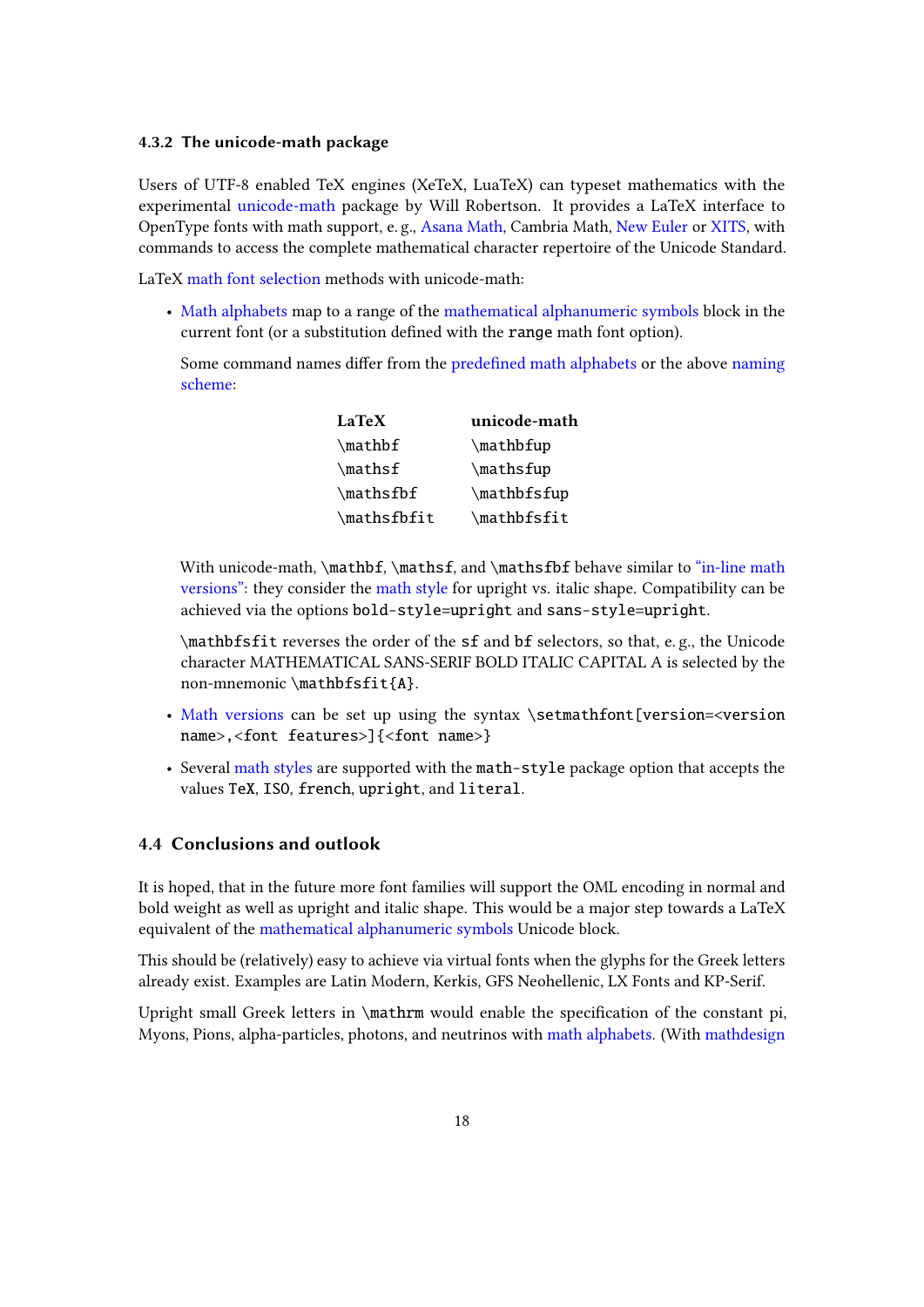### 4.3.2 The unicode-math package

Users of UTF-8 enabled TeX engines (XeTeX, LuaTeX) can typeset mathematics with the experimental unicode-math package by Will Robertson. It provides a LaTeX interface to OpenType fonts with math support, e. g., Asana Math, Cambria Math, New Euler or XITS, with commands to access the complete mathematical character repertoire of the Unicode Standard.

LaTeX math font selection methods with unicode-math:

- Math alphabets map to a range of the mathematical alphanumeric symbols block in the current font (or a substitution defined with the `range` math font option).

  Some command names differ from the predefined math alphabets or the above naming scheme:

  | LaTeX | unicode-math |
  |---|---|
  | `\mathbf` | `\mathbfup` |
  | `\mathsf` | `\mathsfup` |
  | `\mathsfbf` | `\mathbfsfup` |
  | `\mathsfbfit` | `\mathbfsfit` |

  With unicode-math, `\mathbf`, `\mathsf`, and `\mathsfbf` behave similar to "in-line math versions": they consider the math style for upright vs. italic shape. Compatibility can be achieved via the options `bold-style=upright` and `sans-style=upright`.

  `\mathbfsfit` reverses the order of the `sf` and `bf` selectors, so that, e. g., the Unicode character MATHEMATICAL SANS-SERIF BOLD ITALIC CAPITAL A is selected by the non-mnemonic `\mathbfsfit{A}`.

- Math versions can be set up using the syntax `\setmathfont[version=<version name>,<font features>]{<font name>}`

- Several math styles are supported with the `math-style` package option that accepts the values `TeX`, `ISO`, `french`, `upright`, and `literal`.

## 4.4 Conclusions and outlook

It is hoped, that in the future more font families will support the OML encoding in normal and bold weight as well as upright and italic shape. This would be a major step towards a LaTeX equivalent of the mathematical alphanumeric symbols Unicode block.

This should be (relatively) easy to achieve via virtual fonts when the glyphs for the Greek letters already exist. Examples are Latin Modern, Kerkis, GFS Neohellenic, LX Fonts and KP-Serif.

Upright small Greek letters in `\mathrm` would enable the specification of the constant pi, Myons, Pions, alpha-particles, photons, and neutrinos with math alphabets. (With mathdesign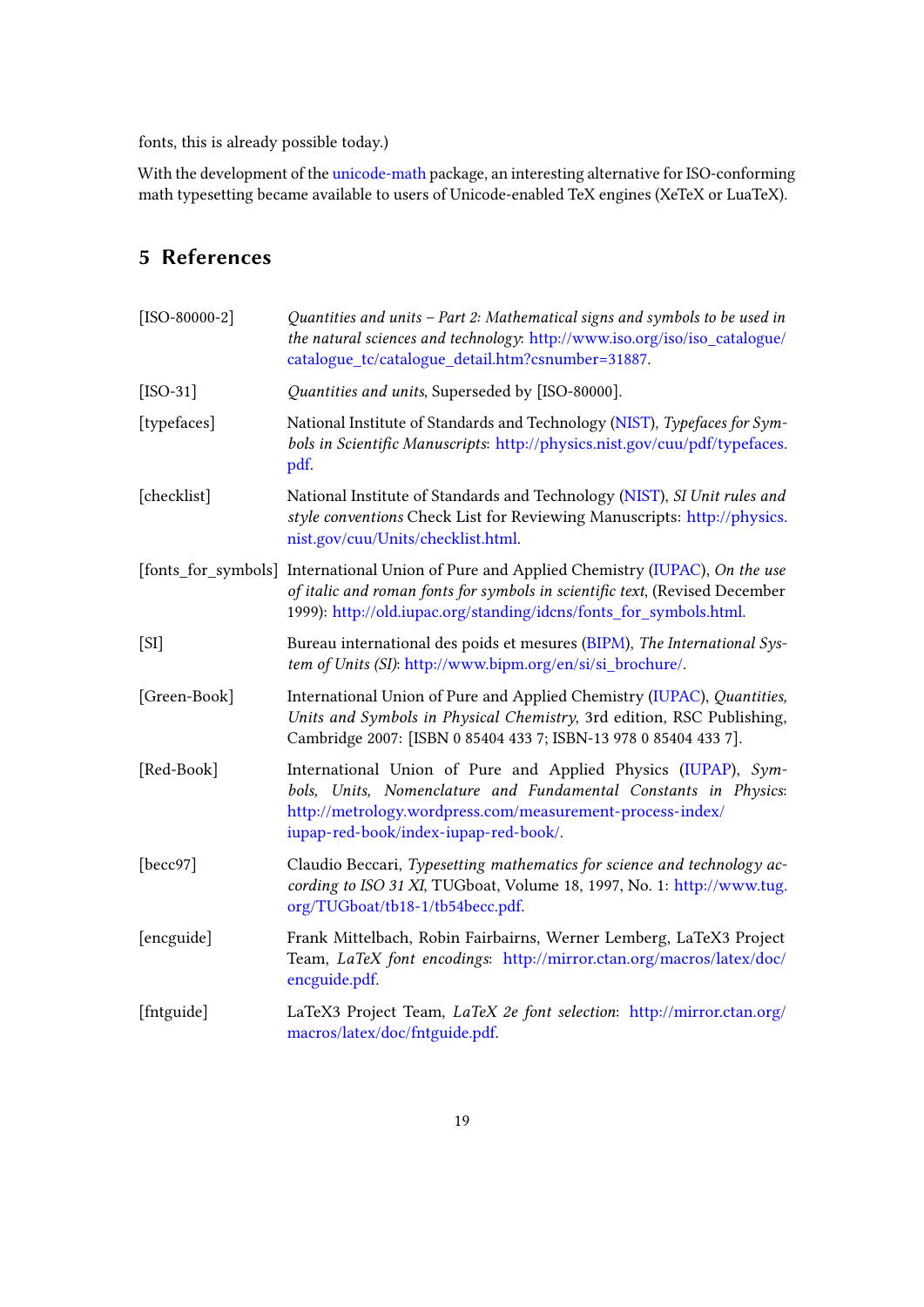fonts, this is already possible today.)

With the development of the unicode-math package, an interesting alternative for ISO-conforming math typesetting became available to users of Unicode-enabled TeX engines (XeTeX or LuaTeX).

## 5 References

[ISO-80000-2] *Quantities and units – Part 2: Mathematical signs and symbols to be used in the natural sciences and technology*: http://www.iso.org/iso/iso_catalogue/catalogue_tc/catalogue_detail.htm?csnumber=31887.

[ISO-31] *Quantities and units*, Superseded by [ISO-80000].

[typefaces] National Institute of Standards and Technology (NIST), *Typefaces for Symbols in Scientific Manuscripts*: http://physics.nist.gov/cuu/pdf/typefaces.pdf.

[checklist] National Institute of Standards and Technology (NIST), *SI Unit rules and style conventions* Check List for Reviewing Manuscripts: http://physics.nist.gov/cuu/Units/checklist.html.

[fonts_for_symbols] International Union of Pure and Applied Chemistry (IUPAC), *On the use of italic and roman fonts for symbols in scientific text*, (Revised December 1999): http://old.iupac.org/standing/idcns/fonts_for_symbols.html.

[SI] Bureau international des poids et mesures (BIPM), *The International System of Units (SI)*: http://www.bipm.org/en/si/si_brochure/.

[Green-Book] International Union of Pure and Applied Chemistry (IUPAC), *Quantities, Units and Symbols in Physical Chemistry*, 3rd edition, RSC Publishing, Cambridge 2007: [ISBN 0 85404 433 7; ISBN-13 978 0 85404 433 7].

[Red-Book] International Union of Pure and Applied Physics (IUPAP), *Symbols, Units, Nomenclature and Fundamental Constants in Physics*: http://metrology.wordpress.com/measurement-process-index/iupap-red-book/index-iupap-red-book/.

[becc97] Claudio Beccari, *Typesetting mathematics for science and technology according to ISO 31 XI*, TUGboat, Volume 18, 1997, No. 1: http://www.tug.org/TUGboat/tb18-1/tb54becc.pdf.

[encguide] Frank Mittelbach, Robin Fairbairns, Werner Lemberg, LaTeX3 Project Team, *LaTeX font encodings*: http://mirror.ctan.org/macros/latex/doc/encguide.pdf.

[fntguide] LaTeX3 Project Team, *LaTeX 2e font selection*: http://mirror.ctan.org/macros/latex/doc/fntguide.pdf.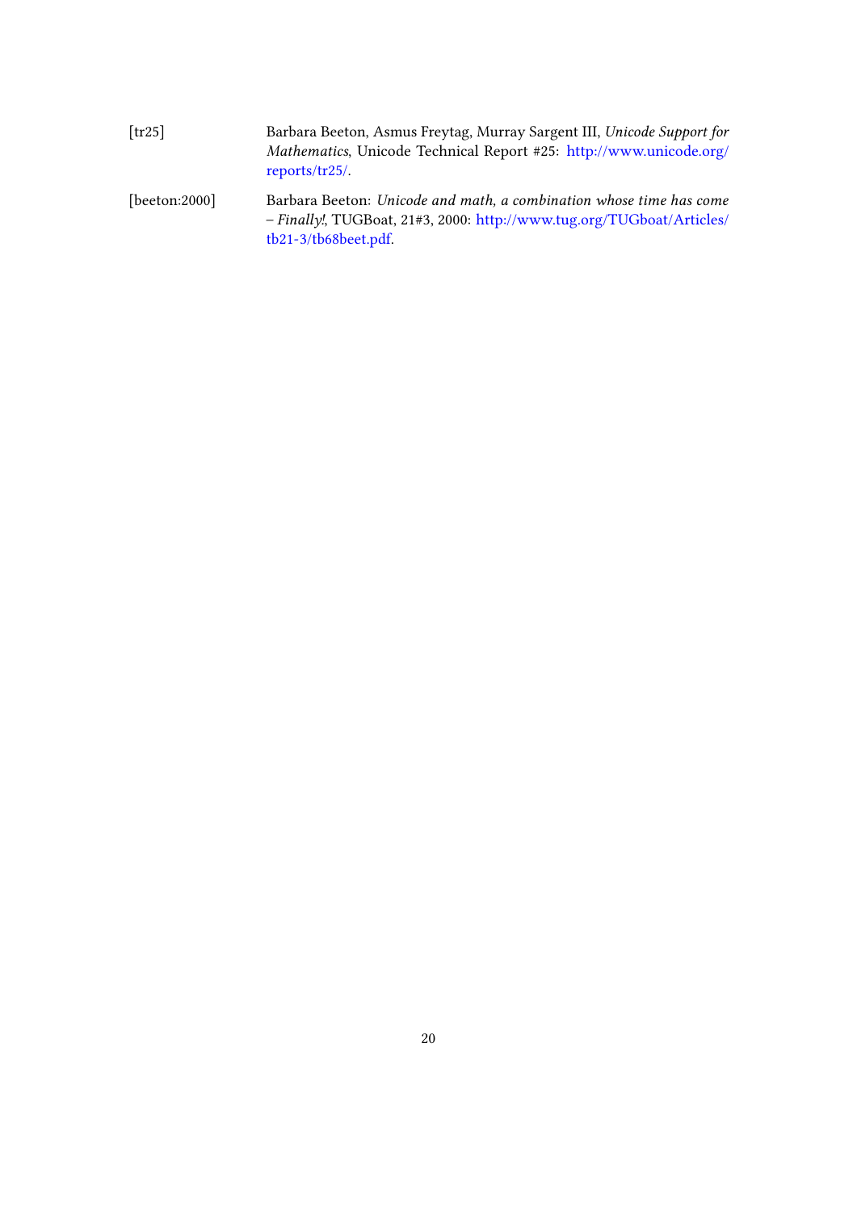[tr25] Barbara Beeton, Asmus Freytag, Murray Sargent III, *Unicode Support for Mathematics*, Unicode Technical Report #25: http://www.unicode.org/reports/tr25/.

[beeton:2000] Barbara Beeton: *Unicode and math, a combination whose time has come – Finally!*, TUGBoat, 21#3, 2000: http://www.tug.org/TUGboat/Articles/tb21-3/tb68beet.pdf.